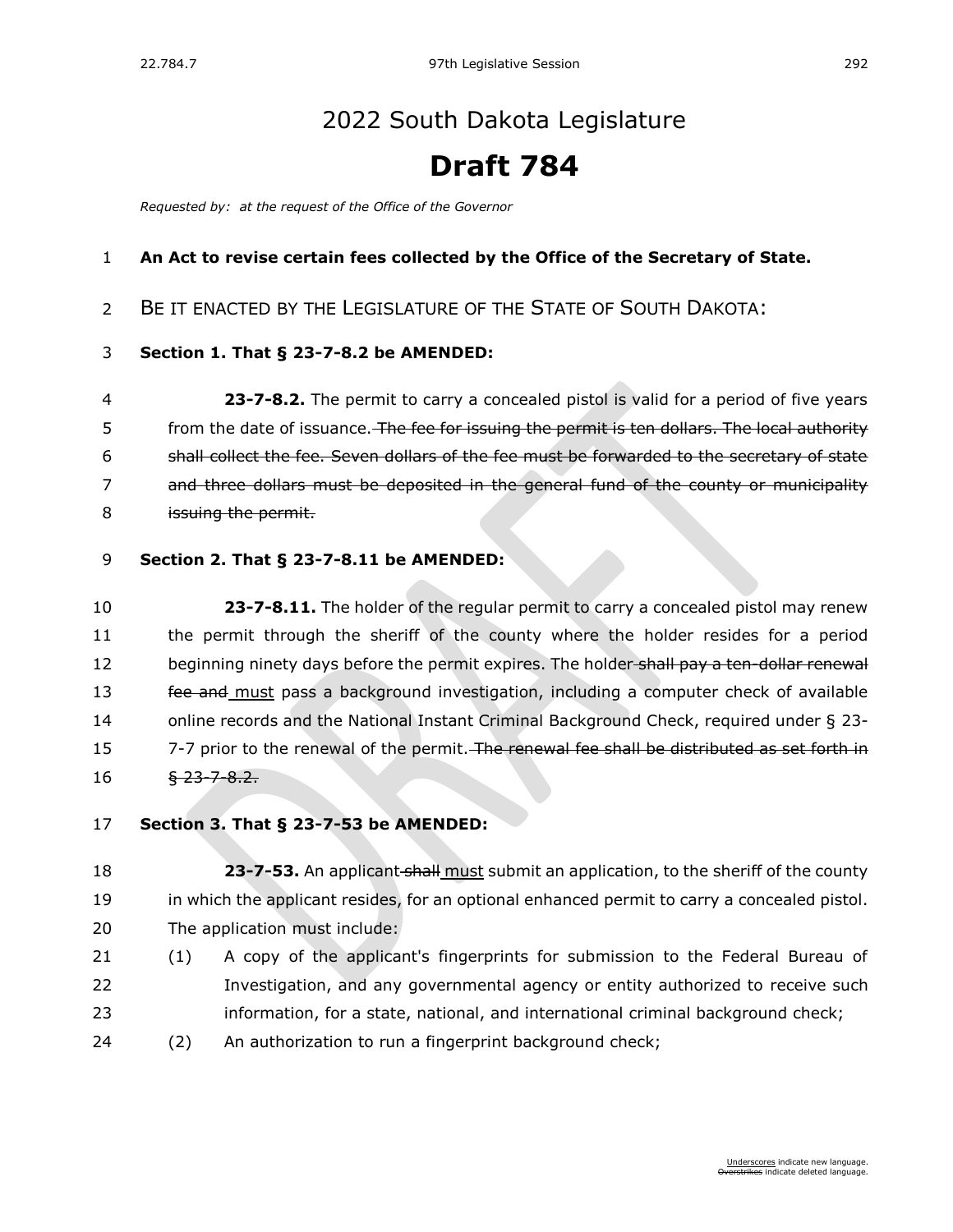# 2022 South Dakota Legislature

# Draft 784

*Requested by: at the request of the Office of the Governor*

**An Act to revise certain fees collected by the Office of the Secretary of State.**

BE IT ENACTED BY THE LEGISLATURE OF THE STATE OF SOUTH DAKOTA:

**Section 1. That § 23-7-8.2 be AMENDED:**

**23-7-8.2.** The permit to carry a concealed pistol is valid for a period of five years from the date of issuance. ~~The fee for issuing the permit is ten dollars. The local authority shall collect the fee. Seven dollars of the fee must be forwarded to the secretary of state and three dollars must be deposited in the general fund of the county or municipality issuing the permit.~~

**Section 2. That § 23-7-8.11 be AMENDED:**

**23-7-8.11.** The holder of the regular permit to carry a concealed pistol may renew the permit through the sheriff of the county where the holder resides for a period beginning ninety days before the permit expires. The holder ~~shall pay a ten-dollar renewal fee and~~ <u>must</u> pass a background investigation, including a computer check of available online records and the National Instant Criminal Background Check, required under § 23-7-7 prior to the renewal of the permit. ~~The renewal fee shall be distributed as set forth in § 23-7-8.2.~~

**Section 3. That § 23-7-53 be AMENDED:**

**23-7-53.** An applicant ~~shall~~ <u>must</u> submit an application, to the sheriff of the county in which the applicant resides, for an optional enhanced permit to carry a concealed pistol. The application must include:

(1) A copy of the applicant's fingerprints for submission to the Federal Bureau of Investigation, and any governmental agency or entity authorized to receive such information, for a state, national, and international criminal background check;

(2) An authorization to run a fingerprint background check;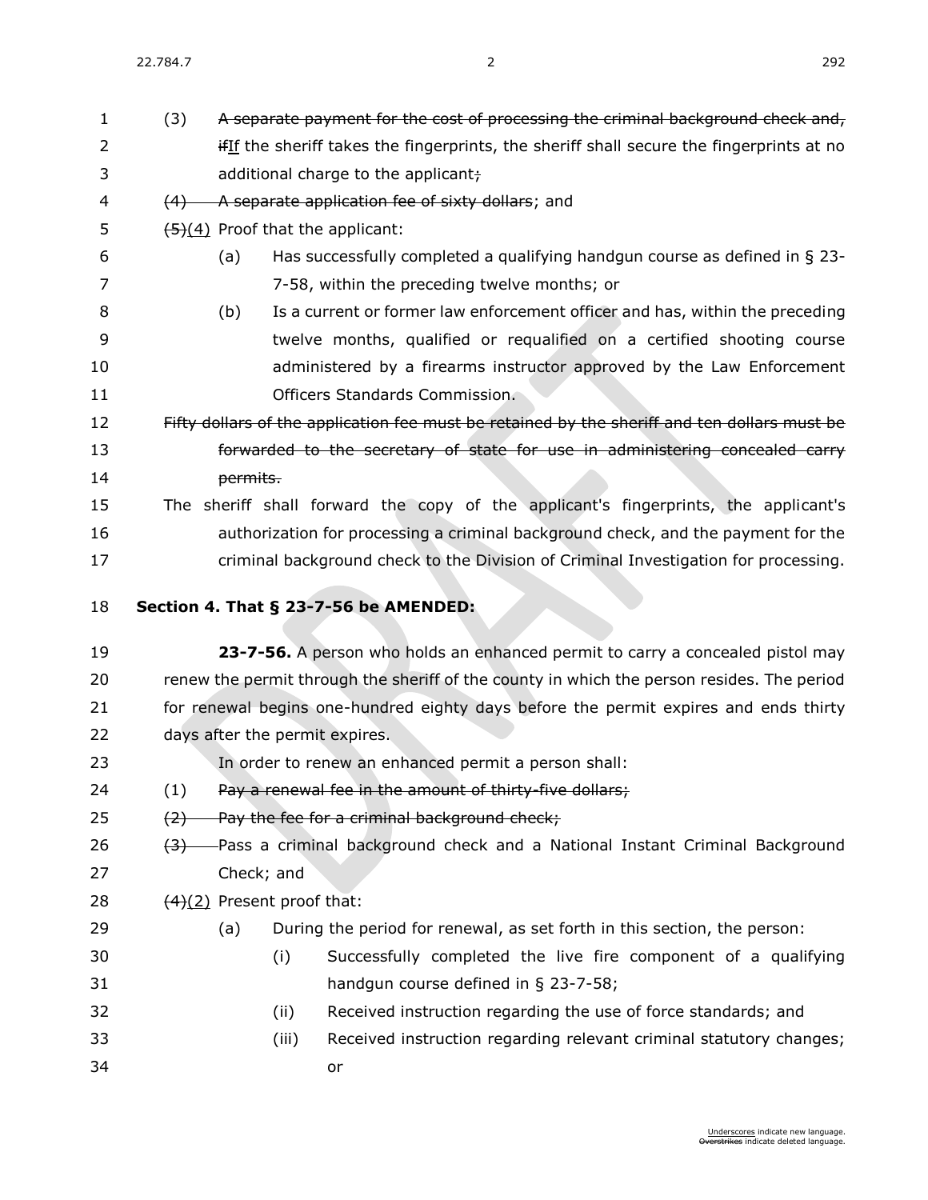(3) ~~A separate payment for the cost of processing the criminal background check and, if~~If the sheriff takes the fingerprints, the sheriff shall secure the fingerprints at no additional charge to the applicant~~;~~

~~(4) A separate application fee of sixty dollars~~; and

~~(5)~~(4) Proof that the applicant:

(a) Has successfully completed a qualifying handgun course as defined in § 23-7-58, within the preceding twelve months; or

(b) Is a current or former law enforcement officer and has, within the preceding twelve months, qualified or requalified on a certified shooting course administered by a firearms instructor approved by the Law Enforcement Officers Standards Commission.

~~Fifty dollars of the application fee must be retained by the sheriff and ten dollars must be forwarded to the secretary of state for use in administering concealed carry permits.~~

The sheriff shall forward the copy of the applicant's fingerprints, the applicant's authorization for processing a criminal background check, and the payment for the criminal background check to the Division of Criminal Investigation for processing.

**Section 4. That § 23-7-56 be AMENDED:**

**23-7-56.** A person who holds an enhanced permit to carry a concealed pistol may renew the permit through the sheriff of the county in which the person resides. The period for renewal begins one-hundred eighty days before the permit expires and ends thirty days after the permit expires.

In order to renew an enhanced permit a person shall:

(1) ~~Pay a renewal fee in the amount of thirty-five dollars;~~

~~(2) Pay the fee for a criminal background check;~~

~~(3)~~ Pass a criminal background check and a National Instant Criminal Background Check; and

~~(4)~~(2) Present proof that:

(a) During the period for renewal, as set forth in this section, the person:

(i) Successfully completed the live fire component of a qualifying handgun course defined in § 23-7-58;

(ii) Received instruction regarding the use of force standards; and

(iii) Received instruction regarding relevant criminal statutory changes; or

Underscores indicate new language.
~~Overstrikes~~ indicate deleted language.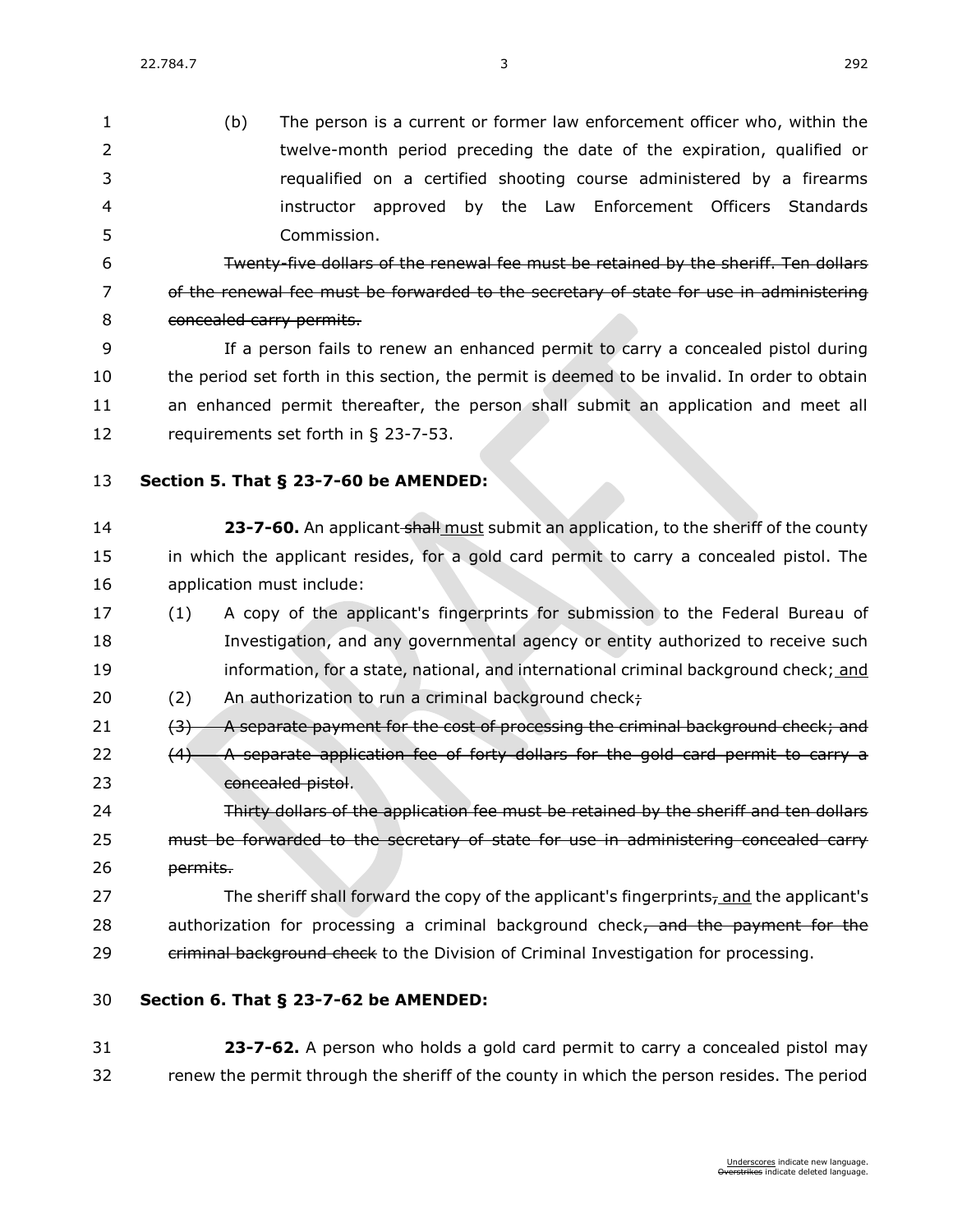(b) The person is a current or former law enforcement officer who, within the twelve-month period preceding the date of the expiration, qualified or requalified on a certified shooting course administered by a firearms instructor approved by the Law Enforcement Officers Standards Commission.

~~Twenty-five dollars of the renewal fee must be retained by the sheriff. Ten dollars of the renewal fee must be forwarded to the secretary of state for use in administering concealed carry permits.~~

If a person fails to renew an enhanced permit to carry a concealed pistol during the period set forth in this section, the permit is deemed to be invalid. In order to obtain an enhanced permit thereafter, the person shall submit an application and meet all requirements set forth in § 23-7-53.

**Section 5. That § 23-7-60 be AMENDED:**

**23-7-60.** An applicant ~~shall~~ <u>must</u> submit an application, to the sheriff of the county in which the applicant resides, for a gold card permit to carry a concealed pistol. The application must include:

(1) A copy of the applicant's fingerprints for submission to the Federal Bureau of Investigation, and any governmental agency or entity authorized to receive such information, for a state, national, and international criminal background check;<u> and</u>

(2) An authorization to run a criminal background check~~;~~

~~(3) A separate payment for the cost of processing the criminal background check; and~~

~~(4) A separate application fee of forty dollars for the gold card permit to carry a concealed pistol~~.

~~Thirty dollars of the application fee must be retained by the sheriff and ten dollars must be forwarded to the secretary of state for use in administering concealed carry permits.~~

The sheriff shall forward the copy of the applicant's fingerprints~~,~~<u> and</u> the applicant's authorization for processing a criminal background check~~, and the payment for the criminal background check~~ to the Division of Criminal Investigation for processing.

**Section 6. That § 23-7-62 be AMENDED:**

**23-7-62.** A person who holds a gold card permit to carry a concealed pistol may renew the permit through the sheriff of the county in which the person resides. The period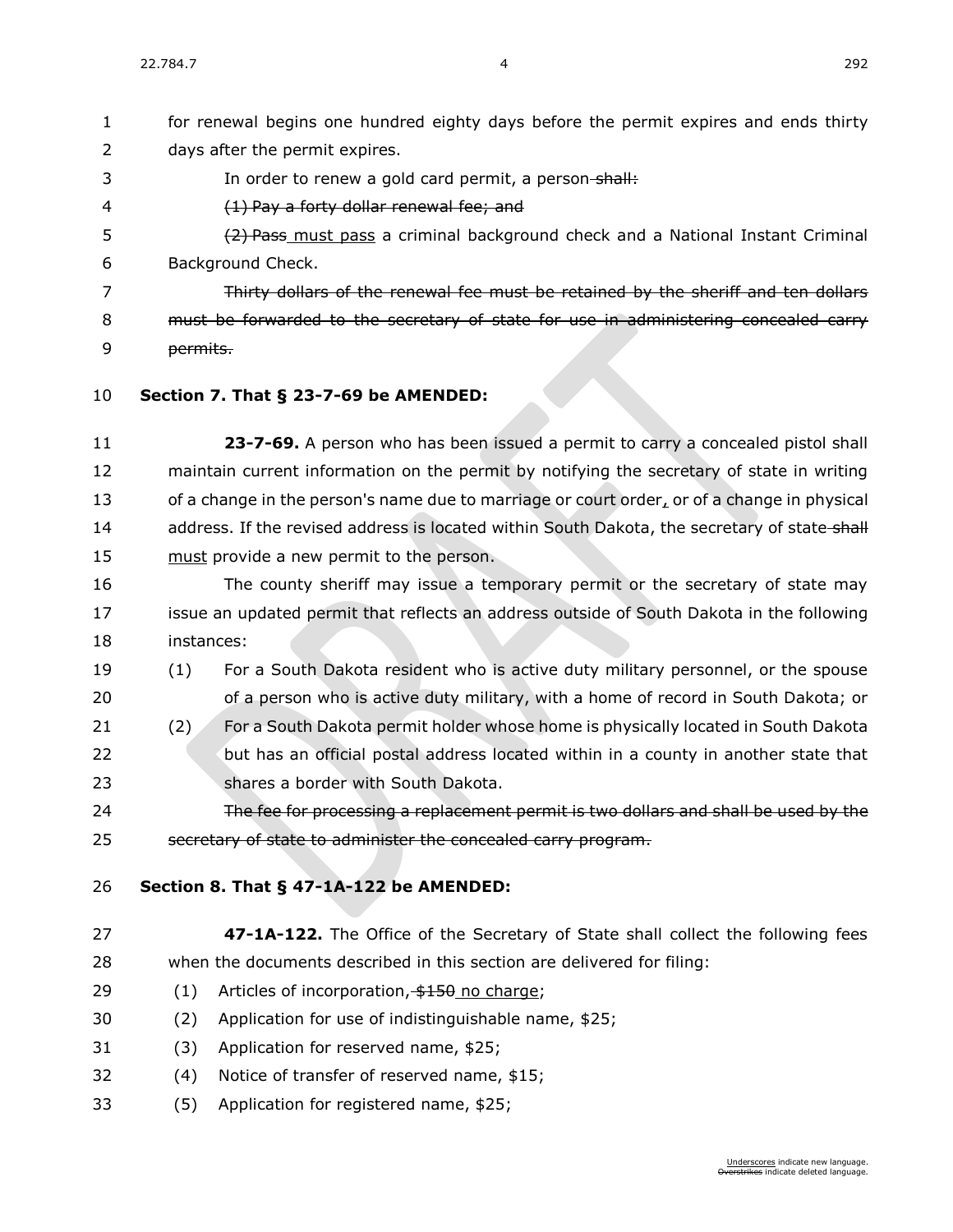for renewal begins one hundred eighty days before the permit expires and ends thirty days after the permit expires.

In order to renew a gold card permit, a person ~~shall:~~

~~(1) Pay a forty dollar renewal fee; and~~

~~(2) Pass~~ must pass a criminal background check and a National Instant Criminal Background Check.

~~Thirty dollars of the renewal fee must be retained by the sheriff and ten dollars must be forwarded to the secretary of state for use in administering concealed carry permits.~~

**Section 7. That § 23-7-69 be AMENDED:**

**23-7-69.** A person who has been issued a permit to carry a concealed pistol shall maintain current information on the permit by notifying the secretary of state in writing of a change in the person's name due to marriage or court order, or of a change in physical address. If the revised address is located within South Dakota, the secretary of state ~~shall~~ must provide a new permit to the person.

The county sheriff may issue a temporary permit or the secretary of state may issue an updated permit that reflects an address outside of South Dakota in the following instances:

(1) For a South Dakota resident who is active duty military personnel, or the spouse of a person who is active duty military, with a home of record in South Dakota; or

(2) For a South Dakota permit holder whose home is physically located in South Dakota but has an official postal address located within in a county in another state that shares a border with South Dakota.

~~The fee for processing a replacement permit is two dollars and shall be used by the secretary of state to administer the concealed carry program.~~

**Section 8. That § 47-1A-122 be AMENDED:**

**47-1A-122.** The Office of the Secretary of State shall collect the following fees when the documents described in this section are delivered for filing:

(1) Articles of incorporation, ~~$150~~ no charge;

(2) Application for use of indistinguishable name, $25;

(3) Application for reserved name, $25;

(4) Notice of transfer of reserved name, $15;

(5) Application for registered name, $25;

Underscores indicate new language.
Overstrikes indicate deleted language.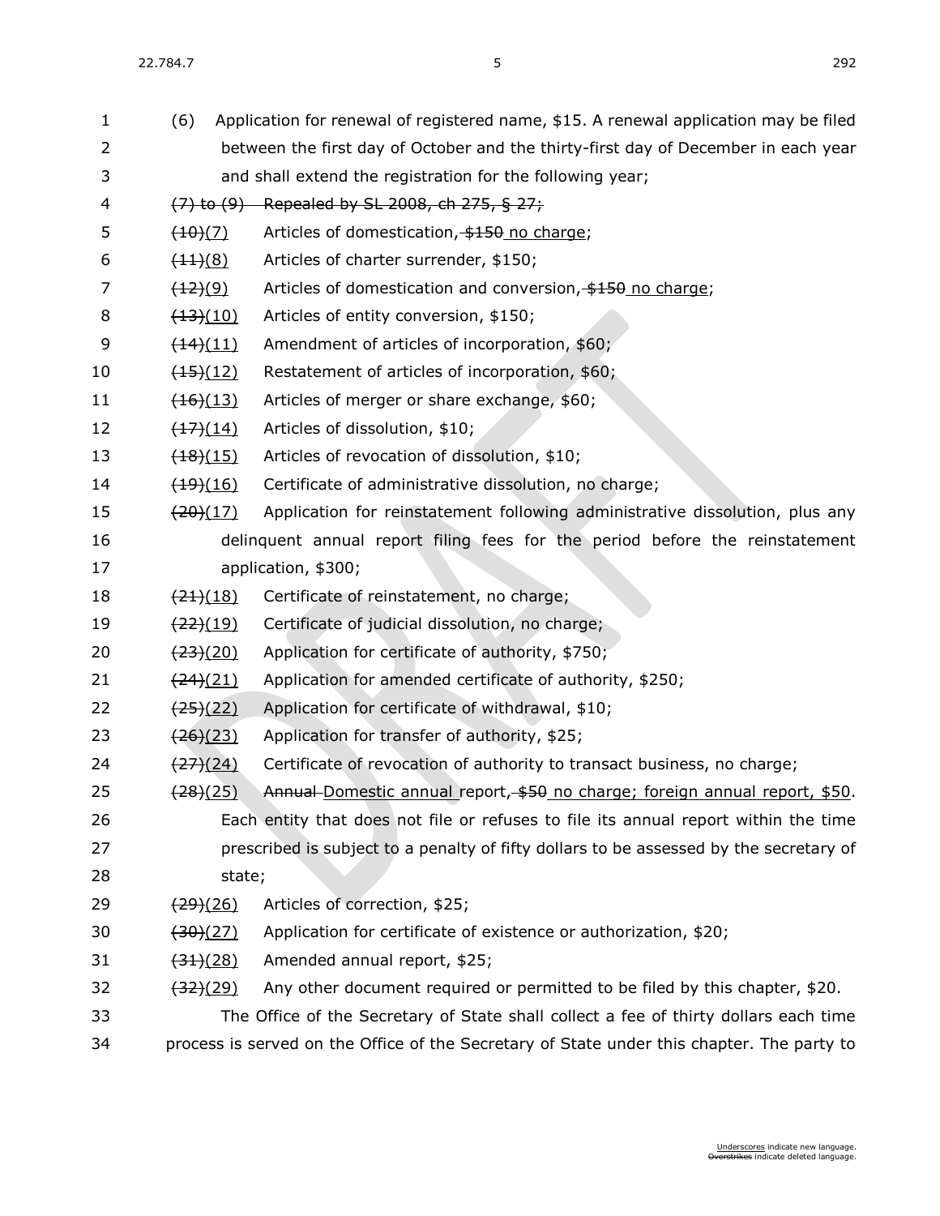(6) Application for renewal of registered name, $15. A renewal application may be filed between the first day of October and the thirty-first day of December in each year and shall extend the registration for the following year;

~~(7) to (9) Repealed by SL 2008, ch 275, § 27;~~

~~(10)~~(7) Articles of domestication, ~~$150~~ no charge;

~~(11)~~(8) Articles of charter surrender, $150;

~~(12)~~(9) Articles of domestication and conversion, ~~$150~~ no charge;

~~(13)~~(10) Articles of entity conversion, $150;

~~(14)~~(11) Amendment of articles of incorporation, $60;

~~(15)~~(12) Restatement of articles of incorporation, $60;

~~(16)~~(13) Articles of merger or share exchange, $60;

~~(17)~~(14) Articles of dissolution, $10;

~~(18)~~(15) Articles of revocation of dissolution, $10;

~~(19)~~(16) Certificate of administrative dissolution, no charge;

~~(20)~~(17) Application for reinstatement following administrative dissolution, plus any delinquent annual report filing fees for the period before the reinstatement application, $300;

~~(21)~~(18) Certificate of reinstatement, no charge;

~~(22)~~(19) Certificate of judicial dissolution, no charge;

~~(23)~~(20) Application for certificate of authority, $750;

~~(24)~~(21) Application for amended certificate of authority, $250;

~~(25)~~(22) Application for certificate of withdrawal, $10;

~~(26)~~(23) Application for transfer of authority, $25;

~~(27)~~(24) Certificate of revocation of authority to transact business, no charge;

~~(28)~~(25) ~~Annual~~ Domestic annual report, ~~$50~~ no charge; foreign annual report, $50. Each entity that does not file or refuses to file its annual report within the time prescribed is subject to a penalty of fifty dollars to be assessed by the secretary of state;

~~(29)~~(26) Articles of correction, $25;

~~(30)~~(27) Application for certificate of existence or authorization, $20;

~~(31)~~(28) Amended annual report, $25;

~~(32)~~(29) Any other document required or permitted to be filed by this chapter, $20.

The Office of the Secretary of State shall collect a fee of thirty dollars each time process is served on the Office of the Secretary of State under this chapter. The party to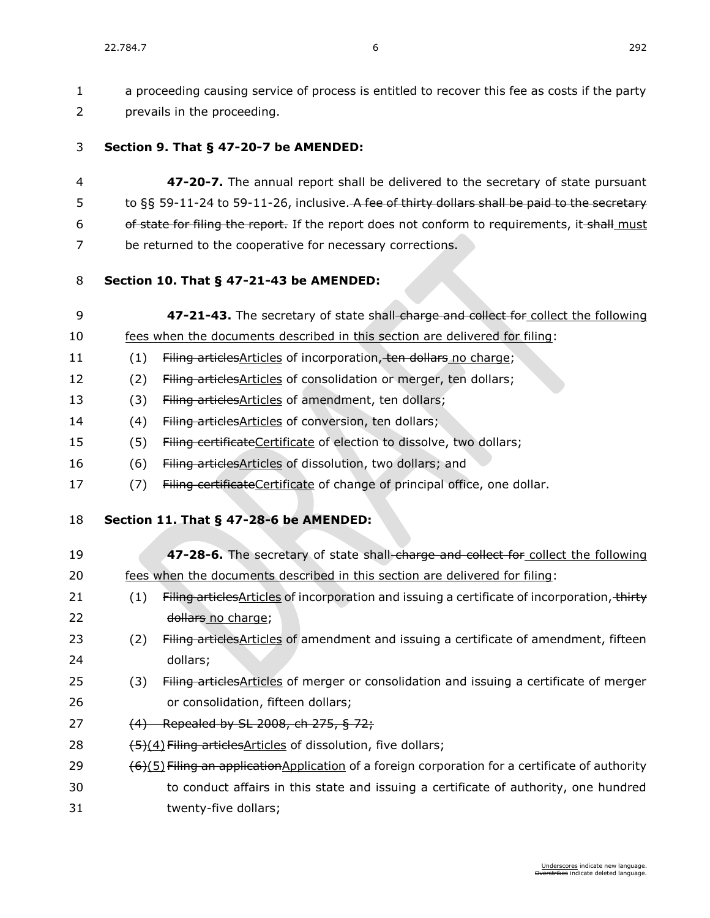a proceeding causing service of process is entitled to recover this fee as costs if the party prevails in the proceeding.

**Section 9. That § 47-20-7 be AMENDED:**

**47-20-7.** The annual report shall be delivered to the secretary of state pursuant to §§ 59-11-24 to 59-11-26, inclusive. ~~A fee of thirty dollars shall be paid to the secretary of state for filing the report.~~ If the report does not conform to requirements, it ~~shall~~ must be returned to the cooperative for necessary corrections.

**Section 10. That § 47-21-43 be AMENDED:**

**47-21-43.** The secretary of state shall ~~charge and collect for~~ collect the following fees when the documents described in this section are delivered for filing:

(1) ~~Filing articles~~Articles of incorporation, ~~ten dollars~~ no charge;

(2) ~~Filing articles~~Articles of consolidation or merger, ten dollars;

(3) ~~Filing articles~~Articles of amendment, ten dollars;

(4) ~~Filing articles~~Articles of conversion, ten dollars;

(5) ~~Filing certificate~~Certificate of election to dissolve, two dollars;

(6) ~~Filing articles~~Articles of dissolution, two dollars; and

(7) ~~Filing certificate~~Certificate of change of principal office, one dollar.

**Section 11. That § 47-28-6 be AMENDED:**

**47-28-6.** The secretary of state shall ~~charge and collect for~~ collect the following fees when the documents described in this section are delivered for filing:

(1) ~~Filing articles~~Articles of incorporation and issuing a certificate of incorporation, ~~thirty dollars~~ no charge;

(2) ~~Filing articles~~Articles of amendment and issuing a certificate of amendment, fifteen dollars;

(3) ~~Filing articles~~Articles of merger or consolidation and issuing a certificate of merger or consolidation, fifteen dollars;

~~(4) Repealed by SL 2008, ch 275, § 72;~~

~~(5)~~(4) ~~Filing articles~~Articles of dissolution, five dollars;

~~(6)~~(5) ~~Filing an application~~Application of a foreign corporation for a certificate of authority to conduct affairs in this state and issuing a certificate of authority, one hundred twenty-five dollars;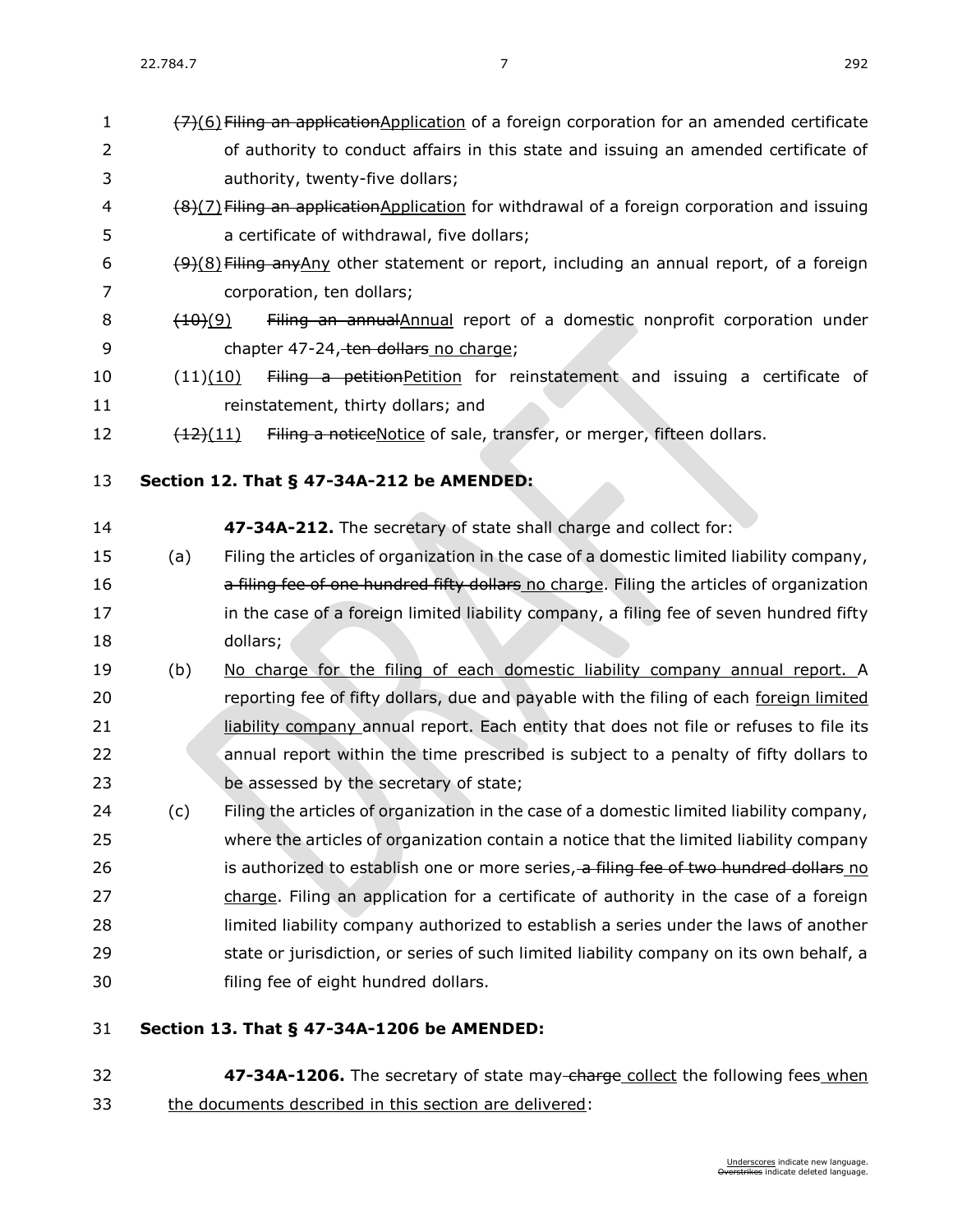~~(7)~~(6) ~~Filing an application~~Application of a foreign corporation for an amended certificate of authority to conduct affairs in this state and issuing an amended certificate of authority, twenty-five dollars;

~~(8)~~(7) ~~Filing an application~~Application for withdrawal of a foreign corporation and issuing a certificate of withdrawal, five dollars;

~~(9)~~(8) ~~Filing any~~Any other statement or report, including an annual report, of a foreign corporation, ten dollars;

~~(10)~~(9) ~~Filing an annual~~Annual report of a domestic nonprofit corporation under chapter 47-24, ~~ten dollars~~ no charge;

(11)(10) ~~Filing a petition~~Petition for reinstatement and issuing a certificate of reinstatement, thirty dollars; and

~~(12)~~(11) ~~Filing a notice~~Notice of sale, transfer, or merger, fifteen dollars.

**Section 12. That § 47-34A-212 be AMENDED:**

**47-34A-212.** The secretary of state shall charge and collect for:

(a) Filing the articles of organization in the case of a domestic limited liability company, ~~a filing fee of one hundred fifty dollars~~ no charge. Filing the articles of organization in the case of a foreign limited liability company, a filing fee of seven hundred fifty dollars;

(b) No charge for the filing of each domestic liability company annual report. A reporting fee of fifty dollars, due and payable with the filing of each foreign limited liability company annual report. Each entity that does not file or refuses to file its annual report within the time prescribed is subject to a penalty of fifty dollars to be assessed by the secretary of state;

(c) Filing the articles of organization in the case of a domestic limited liability company, where the articles of organization contain a notice that the limited liability company is authorized to establish one or more series, ~~a filing fee of two hundred dollars~~ no charge. Filing an application for a certificate of authority in the case of a foreign limited liability company authorized to establish a series under the laws of another state or jurisdiction, or series of such limited liability company on its own behalf, a filing fee of eight hundred dollars.

**Section 13. That § 47-34A-1206 be AMENDED:**

**47-34A-1206.** The secretary of state may ~~charge~~ collect the following fees when the documents described in this section are delivered: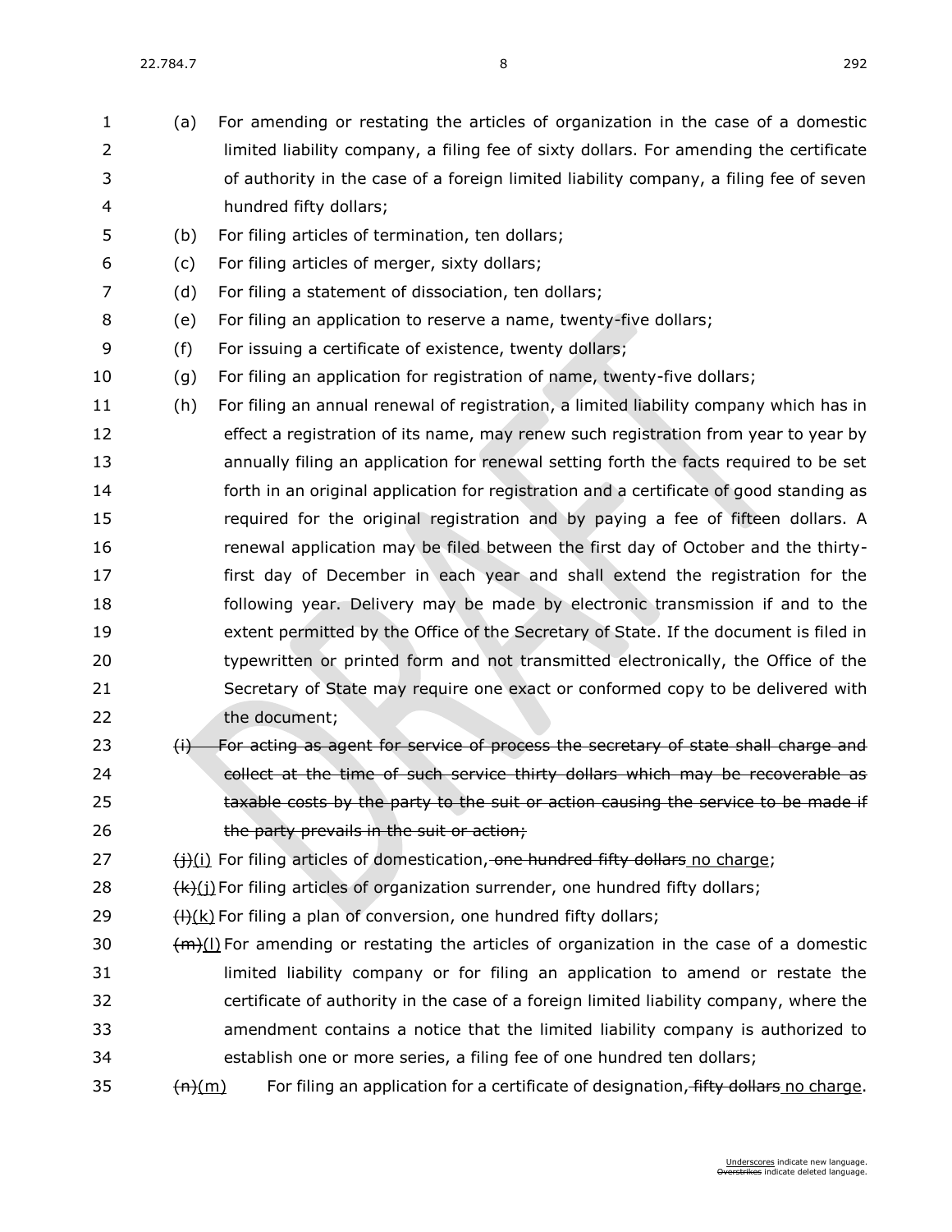(a) For amending or restating the articles of organization in the case of a domestic limited liability company, a filing fee of sixty dollars. For amending the certificate of authority in the case of a foreign limited liability company, a filing fee of seven hundred fifty dollars;

(b) For filing articles of termination, ten dollars;

(c) For filing articles of merger, sixty dollars;

(d) For filing a statement of dissociation, ten dollars;

(e) For filing an application to reserve a name, twenty-five dollars;

(f) For issuing a certificate of existence, twenty dollars;

(g) For filing an application for registration of name, twenty-five dollars;

(h) For filing an annual renewal of registration, a limited liability company which has in effect a registration of its name, may renew such registration from year to year by annually filing an application for renewal setting forth the facts required to be set forth in an original application for registration and a certificate of good standing as required for the original registration and by paying a fee of fifteen dollars. A renewal application may be filed between the first day of October and the thirty-first day of December in each year and shall extend the registration for the following year. Delivery may be made by electronic transmission if and to the extent permitted by the Office of the Secretary of State. If the document is filed in typewritten or printed form and not transmitted electronically, the Office of the Secretary of State may require one exact or conformed copy to be delivered with the document;

~~(i) For acting as agent for service of process the secretary of state shall charge and collect at the time of such service thirty dollars which may be recoverable as taxable costs by the party to the suit or action causing the service to be made if the party prevails in the suit or action;~~

~~(j)~~(i) For filing articles of domestication, ~~one hundred fifty dollars~~ no charge;

~~(k)~~(j) For filing articles of organization surrender, one hundred fifty dollars;

~~(l)~~(k) For filing a plan of conversion, one hundred fifty dollars;

~~(m)~~(l) For amending or restating the articles of organization in the case of a domestic limited liability company or for filing an application to amend or restate the certificate of authority in the case of a foreign limited liability company, where the amendment contains a notice that the limited liability company is authorized to establish one or more series, a filing fee of one hundred ten dollars;

~~(n)~~(m) For filing an application for a certificate of designation, ~~fifty dollars~~ no charge.

Underscores indicate new language.
~~Overstrikes~~ indicate deleted language.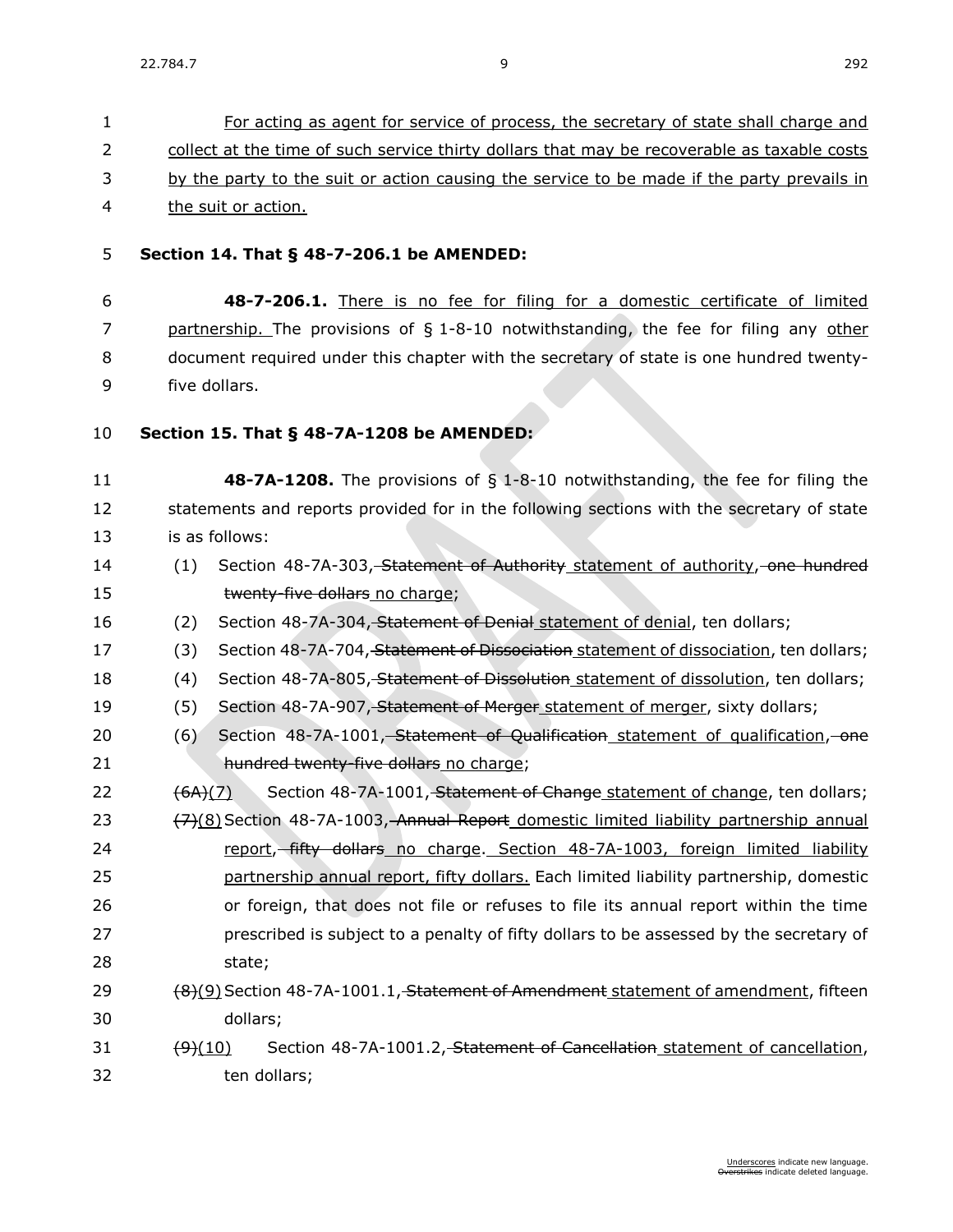For acting as agent for service of process, the secretary of state shall charge and collect at the time of such service thirty dollars that may be recoverable as taxable costs by the party to the suit or action causing the service to be made if the party prevails in the suit or action.

**Section 14. That § 48-7-206.1 be AMENDED:**

**48-7-206.1.** There is no fee for filing for a domestic certificate of limited partnership. The provisions of § 1-8-10 notwithstanding, the fee for filing any other document required under this chapter with the secretary of state is one hundred twenty-five dollars.

**Section 15. That § 48-7A-1208 be AMENDED:**

**48-7A-1208.** The provisions of § 1-8-10 notwithstanding, the fee for filing the statements and reports provided for in the following sections with the secretary of state is as follows:

(1) Section 48-7A-303, Statement of Authority statement of authority, one hundred twenty-five dollars no charge;

(2) Section 48-7A-304, Statement of Denial statement of denial, ten dollars;

(3) Section 48-7A-704, Statement of Dissociation statement of dissociation, ten dollars;

(4) Section 48-7A-805, Statement of Dissolution statement of dissolution, ten dollars;

(5) Section 48-7A-907, Statement of Merger statement of merger, sixty dollars;

(6) Section 48-7A-1001, Statement of Qualification statement of qualification, one hundred twenty-five dollars no charge;

(6A)(7) Section 48-7A-1001, Statement of Change statement of change, ten dollars;

(7)(8) Section 48-7A-1003, Annual Report domestic limited liability partnership annual report, fifty dollars no charge. Section 48-7A-1003, foreign limited liability partnership annual report, fifty dollars. Each limited liability partnership, domestic or foreign, that does not file or refuses to file its annual report within the time prescribed is subject to a penalty of fifty dollars to be assessed by the secretary of state;

(8)(9) Section 48-7A-1001.1, Statement of Amendment statement of amendment, fifteen dollars;

(9)(10) Section 48-7A-1001.2, Statement of Cancellation statement of cancellation, ten dollars;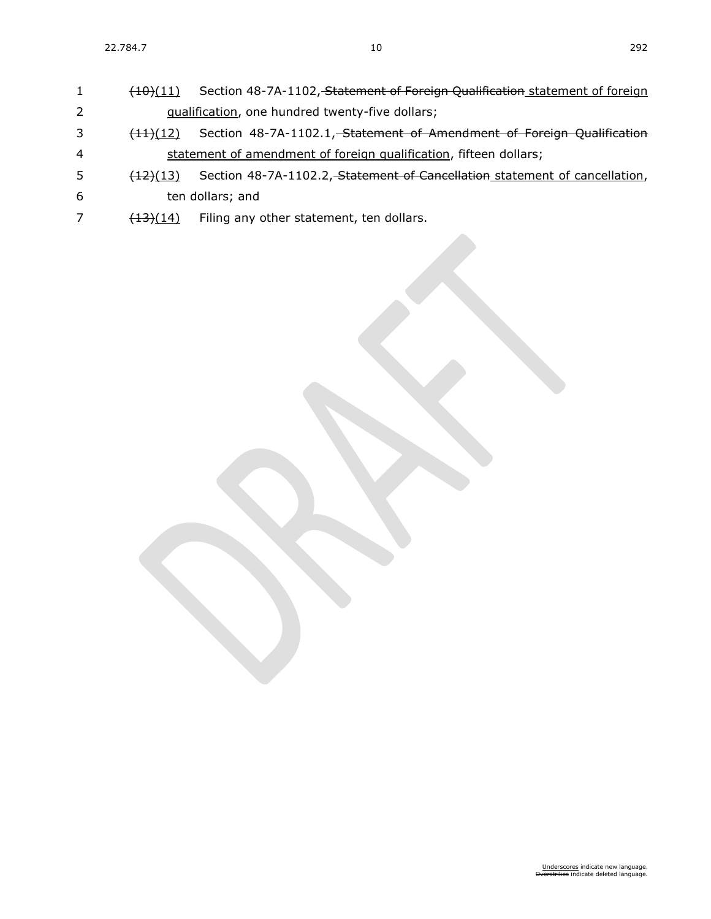~~(10)~~(11) Section 48-7A-1102, ~~Statement of Foreign Qualification~~ statement of foreign qualification, one hundred twenty-five dollars;

~~(11)~~(12) Section 48-7A-1102.1, ~~Statement of Amendment of Foreign Qualification~~ statement of amendment of foreign qualification, fifteen dollars;

~~(12)~~(13) Section 48-7A-1102.2, ~~Statement of Cancellation~~ statement of cancellation, ten dollars; and

~~(13)~~(14) Filing any other statement, ten dollars.